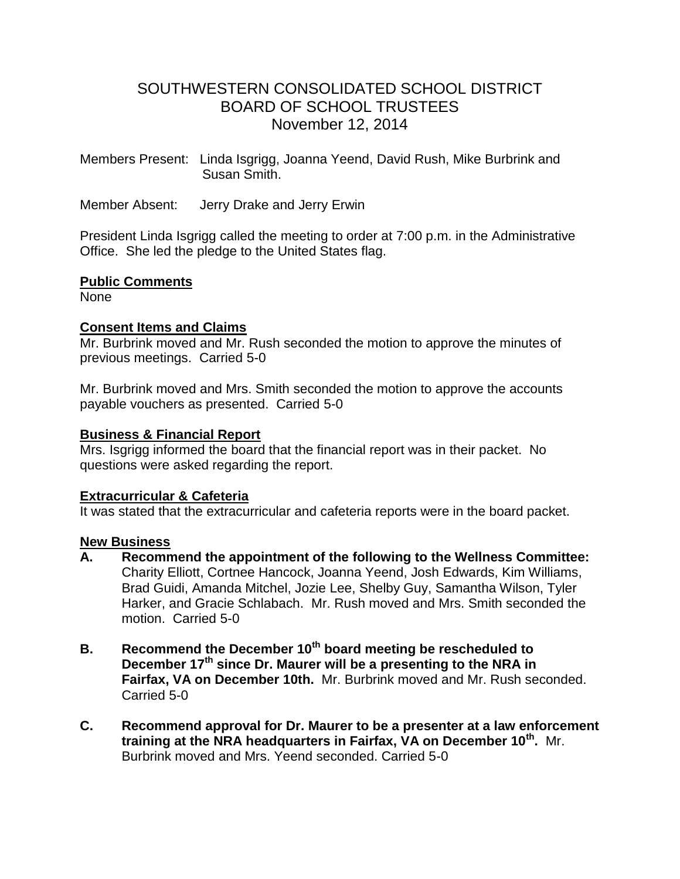# SOUTHWESTERN CONSOLIDATED SCHOOL DISTRICT
## BOARD OF SCHOOL TRUSTEES
### November 12, 2014

Members Present: Linda Isgrigg, Joanna Yeend, David Rush, Mike Burbrink and Susan Smith.

Member Absent: Jerry Drake and Jerry Erwin

President Linda Isgrigg called the meeting to order at 7:00 p.m. in the Administrative Office. She led the pledge to the United States flag.

**Public Comments**

None

**Consent Items and Claims**

Mr. Burbrink moved and Mr. Rush seconded the motion to approve the minutes of previous meetings. Carried 5-0

Mr. Burbrink moved and Mrs. Smith seconded the motion to approve the accounts payable vouchers as presented. Carried 5-0

**Business & Financial Report**

Mrs. Isgrigg informed the board that the financial report was in their packet. No questions were asked regarding the report.

**Extracurricular & Cafeteria**

It was stated that the extracurricular and cafeteria reports were in the board packet.

**New Business**

**A. Recommend the appointment of the following to the Wellness Committee:** Charity Elliott, Cortnee Hancock, Joanna Yeend, Josh Edwards, Kim Williams, Brad Guidi, Amanda Mitchel, Jozie Lee, Shelby Guy, Samantha Wilson, Tyler Harker, and Gracie Schlabach. Mr. Rush moved and Mrs. Smith seconded the motion. Carried 5-0

**B. Recommend the December 10th board meeting be rescheduled to December 17th since Dr. Maurer will be a presenting to the NRA in Fairfax, VA on December 10th.** Mr. Burbrink moved and Mr. Rush seconded. Carried 5-0

**C. Recommend approval for Dr. Maurer to be a presenter at a law enforcement training at the NRA headquarters in Fairfax, VA on December 10th.** Mr. Burbrink moved and Mrs. Yeend seconded. Carried 5-0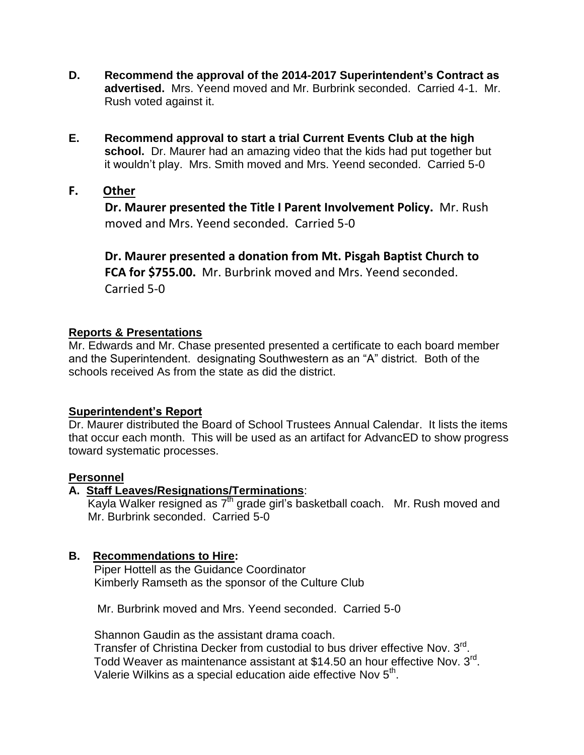**D. Recommend the approval of the 2014-2017 Superintendent's Contract as advertised.** Mrs. Yeend moved and Mr. Burbrink seconded. Carried 4-1. Mr. Rush voted against it.

**E. Recommend approval to start a trial Current Events Club at the high school.** Dr. Maurer had an amazing video that the kids had put together but it wouldn't play. Mrs. Smith moved and Mrs. Yeend seconded. Carried 5-0

**F. <u>Other</u>**

**Dr. Maurer presented the Title I Parent Involvement Policy.** Mr. Rush moved and Mrs. Yeend seconded. Carried 5-0

**Dr. Maurer presented a donation from Mt. Pisgah Baptist Church to FCA for $755.00.** Mr. Burbrink moved and Mrs. Yeend seconded. Carried 5-0

**<u>Reports & Presentations</u>**

Mr. Edwards and Mr. Chase presented presented a certificate to each board member and the Superintendent. designating Southwestern as an "A" district. Both of the schools received As from the state as did the district.

**<u>Superintendent's Report</u>**

Dr. Maurer distributed the Board of School Trustees Annual Calendar. It lists the items that occur each month. This will be used as an artifact for AdvancED to show progress toward systematic processes.

**<u>Personnel</u>**

**A. <u>Staff Leaves/Resignations/Terminations</u>**:

Kayla Walker resigned as 7th grade girl's basketball coach. Mr. Rush moved and Mr. Burbrink seconded. Carried 5-0

**B. <u>Recommendations to Hire</u>:**

Piper Hottell as the Guidance Coordinator
Kimberly Ramseth as the sponsor of the Culture Club

Mr. Burbrink moved and Mrs. Yeend seconded. Carried 5-0

Shannon Gaudin as the assistant drama coach.
Transfer of Christina Decker from custodial to bus driver effective Nov. 3rd.
Todd Weaver as maintenance assistant at $14.50 an hour effective Nov. 3rd.
Valerie Wilkins as a special education aide effective Nov 5th.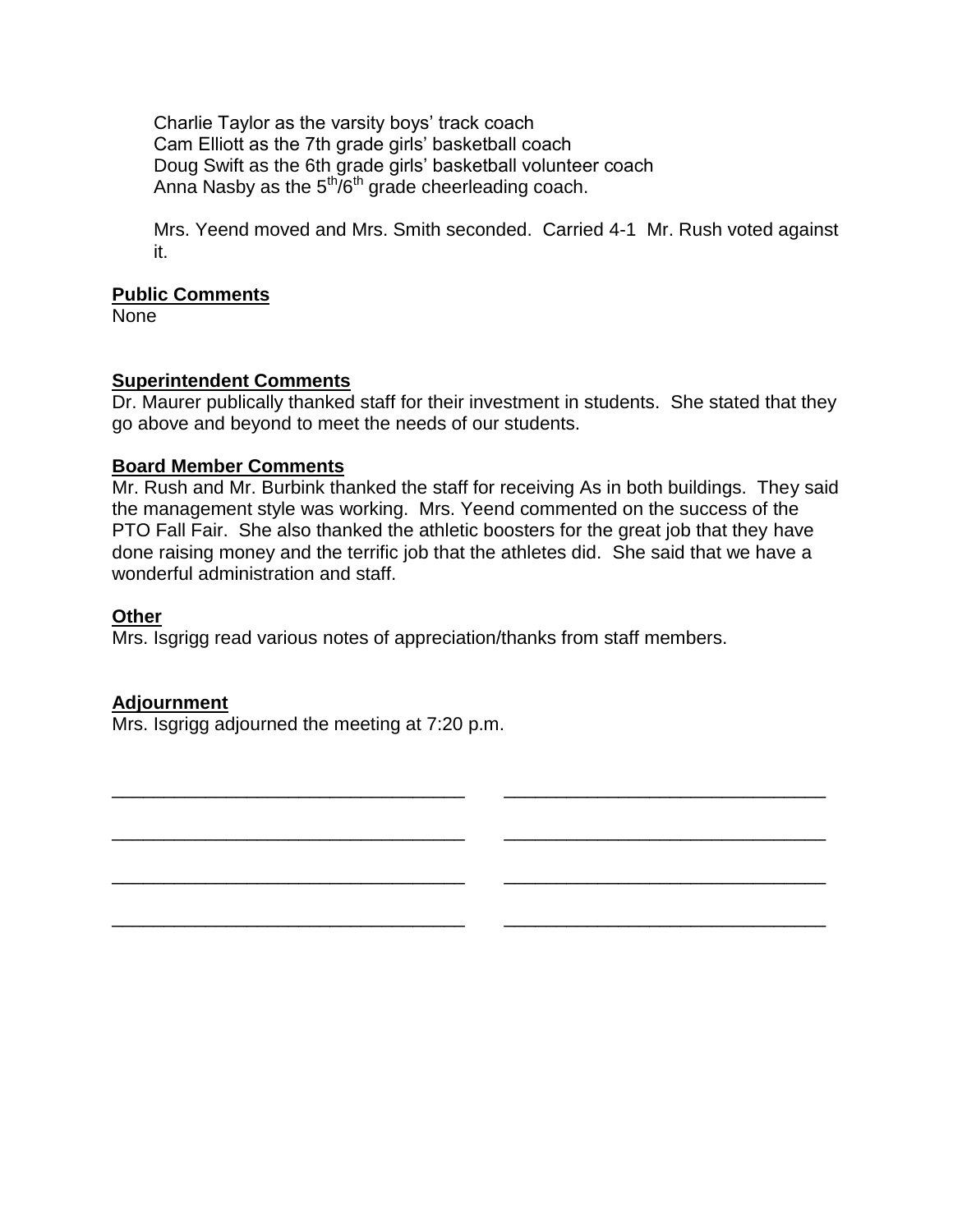Charlie Taylor as the varsity boys' track coach
Cam Elliott as the 7th grade girls' basketball coach
Doug Swift as the 6th grade girls' basketball volunteer coach
Anna Nasby as the 5th/6th grade cheerleading coach.

Mrs. Yeend moved and Mrs. Smith seconded. Carried 4-1 Mr. Rush voted against it.

**Public Comments**

None

**Superintendent Comments**

Dr. Maurer publically thanked staff for their investment in students. She stated that they go above and beyond to meet the needs of our students.

**Board Member Comments**

Mr. Rush and Mr. Burbink thanked the staff for receiving As in both buildings. They said the management style was working. Mrs. Yeend commented on the success of the PTO Fall Fair. She also thanked the athletic boosters for the great job that they have done raising money and the terrific job that the athletes did. She said that we have a wonderful administration and staff.

**Other**

Mrs. Isgrigg read various notes of appreciation/thanks from staff members.

**Adjournment**

Mrs. Isgrigg adjourned the meeting at 7:20 p.m.

\_\_\_\_\_\_\_\_\_\_\_\_\_\_\_\_\_\_\_\_\_\_\_\_\_\_\_\_\_\_\_\_ \_\_\_\_\_\_\_\_\_\_\_\_\_\_\_\_\_\_\_\_\_\_\_\_\_\_\_\_\_\_\_\_

\_\_\_\_\_\_\_\_\_\_\_\_\_\_\_\_\_\_\_\_\_\_\_\_\_\_\_\_\_\_\_\_ \_\_\_\_\_\_\_\_\_\_\_\_\_\_\_\_\_\_\_\_\_\_\_\_\_\_\_\_\_\_\_\_

\_\_\_\_\_\_\_\_\_\_\_\_\_\_\_\_\_\_\_\_\_\_\_\_\_\_\_\_\_\_\_\_ \_\_\_\_\_\_\_\_\_\_\_\_\_\_\_\_\_\_\_\_\_\_\_\_\_\_\_\_\_\_\_\_

\_\_\_\_\_\_\_\_\_\_\_\_\_\_\_\_\_\_\_\_\_\_\_\_\_\_\_\_\_\_\_\_ \_\_\_\_\_\_\_\_\_\_\_\_\_\_\_\_\_\_\_\_\_\_\_\_\_\_\_\_\_\_\_\_